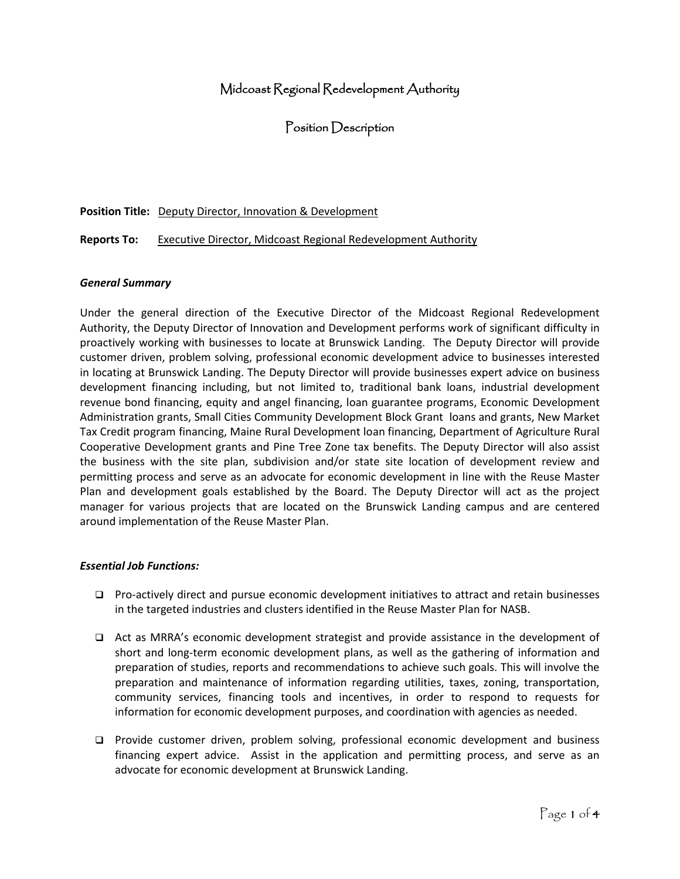# Midcoast Regional Redevelopment Authority

## Position Description

**Position Title:** Deputy Director, Innovation & Development

**Reports To:** Executive Director, Midcoast Regional Redevelopment Authority

### *General Summary*

Under the general direction of the Executive Director of the Midcoast Regional Redevelopment Authority, the Deputy Director of Innovation and Development performs work of significant difficulty in proactively working with businesses to locate at Brunswick Landing. The Deputy Director will provide customer driven, problem solving, professional economic development advice to businesses interested in locating at Brunswick Landing. The Deputy Director will provide businesses expert advice on business development financing including, but not limited to, traditional bank loans, industrial development revenue bond financing, equity and angel financing, loan guarantee programs, Economic Development Administration grants, Small Cities Community Development Block Grant loans and grants, New Market Tax Credit program financing, Maine Rural Development loan financing, Department of Agriculture Rural Cooperative Development grants and Pine Tree Zone tax benefits. The Deputy Director will also assist the business with the site plan, subdivision and/or state site location of development review and permitting process and serve as an advocate for economic development in line with the Reuse Master Plan and development goals established by the Board. The Deputy Director will act as the project manager for various projects that are located on the Brunswick Landing campus and are centered around implementation of the Reuse Master Plan.

### *Essential Job Functions:*

- Pro-actively direct and pursue economic development initiatives to attract and retain businesses in the targeted industries and clusters identified in the Reuse Master Plan for NASB.
- Act as MRRA's economic development strategist and provide assistance in the development of short and long-term economic development plans, as well as the gathering of information and preparation of studies, reports and recommendations to achieve such goals. This will involve the preparation and maintenance of information regarding utilities, taxes, zoning, transportation, community services, financing tools and incentives, in order to respond to requests for information for economic development purposes, and coordination with agencies as needed.
- Provide customer driven, problem solving, professional economic development and business financing expert advice. Assist in the application and permitting process, and serve as an advocate for economic development at Brunswick Landing.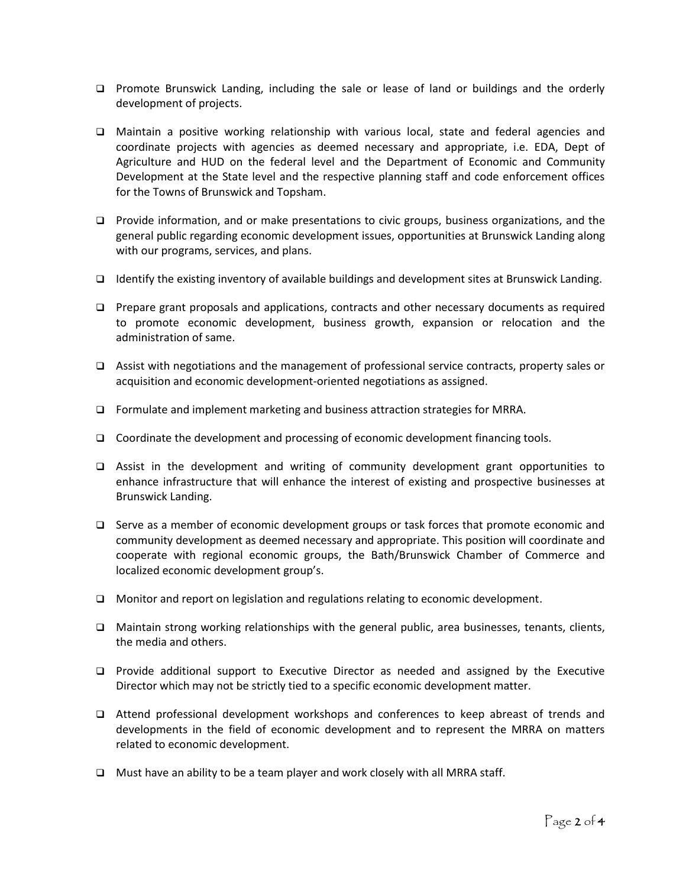- Promote Brunswick Landing, including the sale or lease of land or buildings and the orderly development of projects.

- Maintain a positive working relationship with various local, state and federal agencies and coordinate projects with agencies as deemed necessary and appropriate, i.e. EDA, Dept of Agriculture and HUD on the federal level and the Department of Economic and Community Development at the State level and the respective planning staff and code enforcement offices for the Towns of Brunswick and Topsham.

- Provide information, and or make presentations to civic groups, business organizations, and the general public regarding economic development issues, opportunities at Brunswick Landing along with our programs, services, and plans.

- Identify the existing inventory of available buildings and development sites at Brunswick Landing.

- Prepare grant proposals and applications, contracts and other necessary documents as required to promote economic development, business growth, expansion or relocation and the administration of same.

- Assist with negotiations and the management of professional service contracts, property sales or acquisition and economic development-oriented negotiations as assigned.

- Formulate and implement marketing and business attraction strategies for MRRA.

- Coordinate the development and processing of economic development financing tools.

- Assist in the development and writing of community development grant opportunities to enhance infrastructure that will enhance the interest of existing and prospective businesses at Brunswick Landing.

- Serve as a member of economic development groups or task forces that promote economic and community development as deemed necessary and appropriate. This position will coordinate and cooperate with regional economic groups, the Bath/Brunswick Chamber of Commerce and localized economic development group's.

- Monitor and report on legislation and regulations relating to economic development.

- Maintain strong working relationships with the general public, area businesses, tenants, clients, the media and others.

- Provide additional support to Executive Director as needed and assigned by the Executive Director which may not be strictly tied to a specific economic development matter.

- Attend professional development workshops and conferences to keep abreast of trends and developments in the field of economic development and to represent the MRRA on matters related to economic development.

- Must have an ability to be a team player and work closely with all MRRA staff.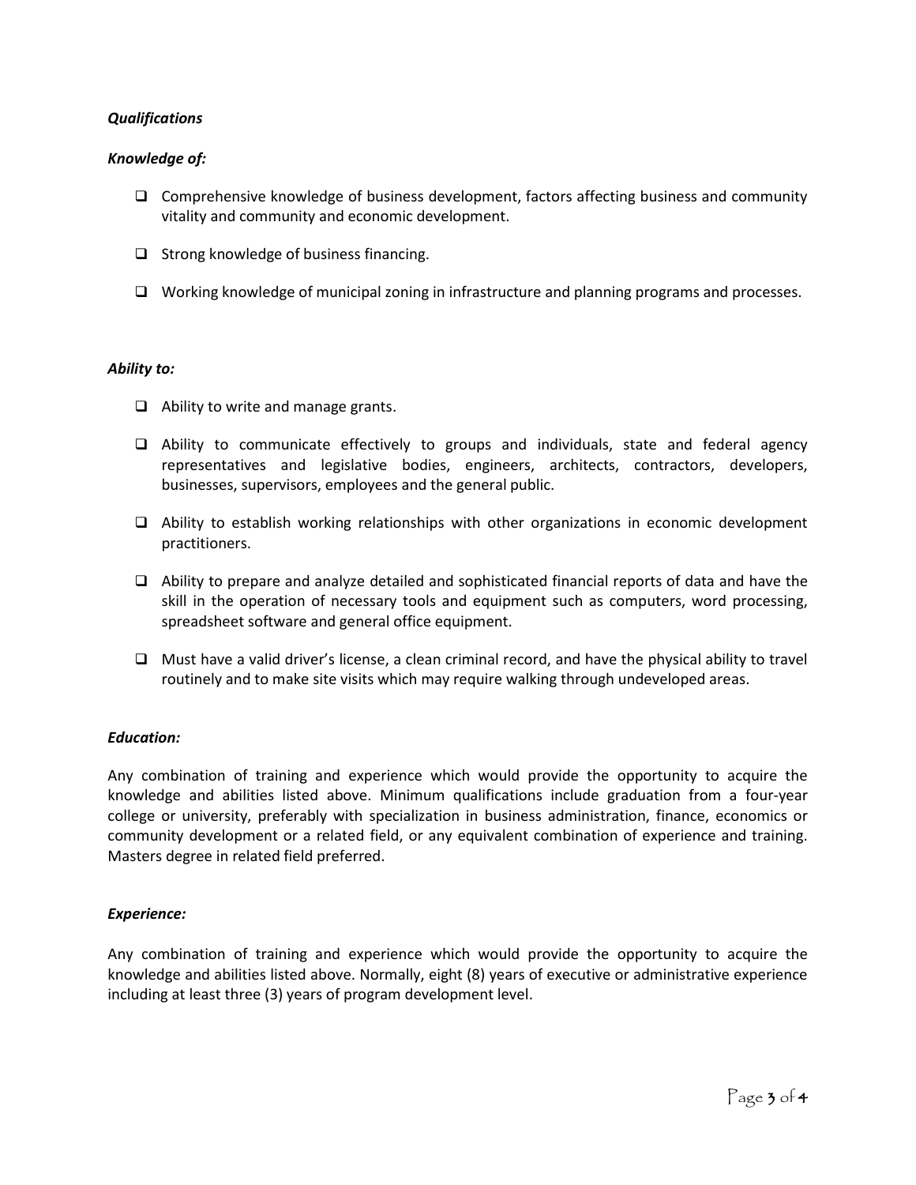***Qualifications***

***Knowledge of:***

- Comprehensive knowledge of business development, factors affecting business and community vitality and community and economic development.
- Strong knowledge of business financing.
- Working knowledge of municipal zoning in infrastructure and planning programs and processes.

***Ability to:***

- Ability to write and manage grants.
- Ability to communicate effectively to groups and individuals, state and federal agency representatives and legislative bodies, engineers, architects, contractors, developers, businesses, supervisors, employees and the general public.
- Ability to establish working relationships with other organizations in economic development practitioners.
- Ability to prepare and analyze detailed and sophisticated financial reports of data and have the skill in the operation of necessary tools and equipment such as computers, word processing, spreadsheet software and general office equipment.
- Must have a valid driver's license, a clean criminal record, and have the physical ability to travel routinely and to make site visits which may require walking through undeveloped areas.

***Education:***

Any combination of training and experience which would provide the opportunity to acquire the knowledge and abilities listed above. Minimum qualifications include graduation from a four-year college or university, preferably with specialization in business administration, finance, economics or community development or a related field, or any equivalent combination of experience and training. Masters degree in related field preferred.

***Experience:***

Any combination of training and experience which would provide the opportunity to acquire the knowledge and abilities listed above. Normally, eight (8) years of executive or administrative experience including at least three (3) years of program development level.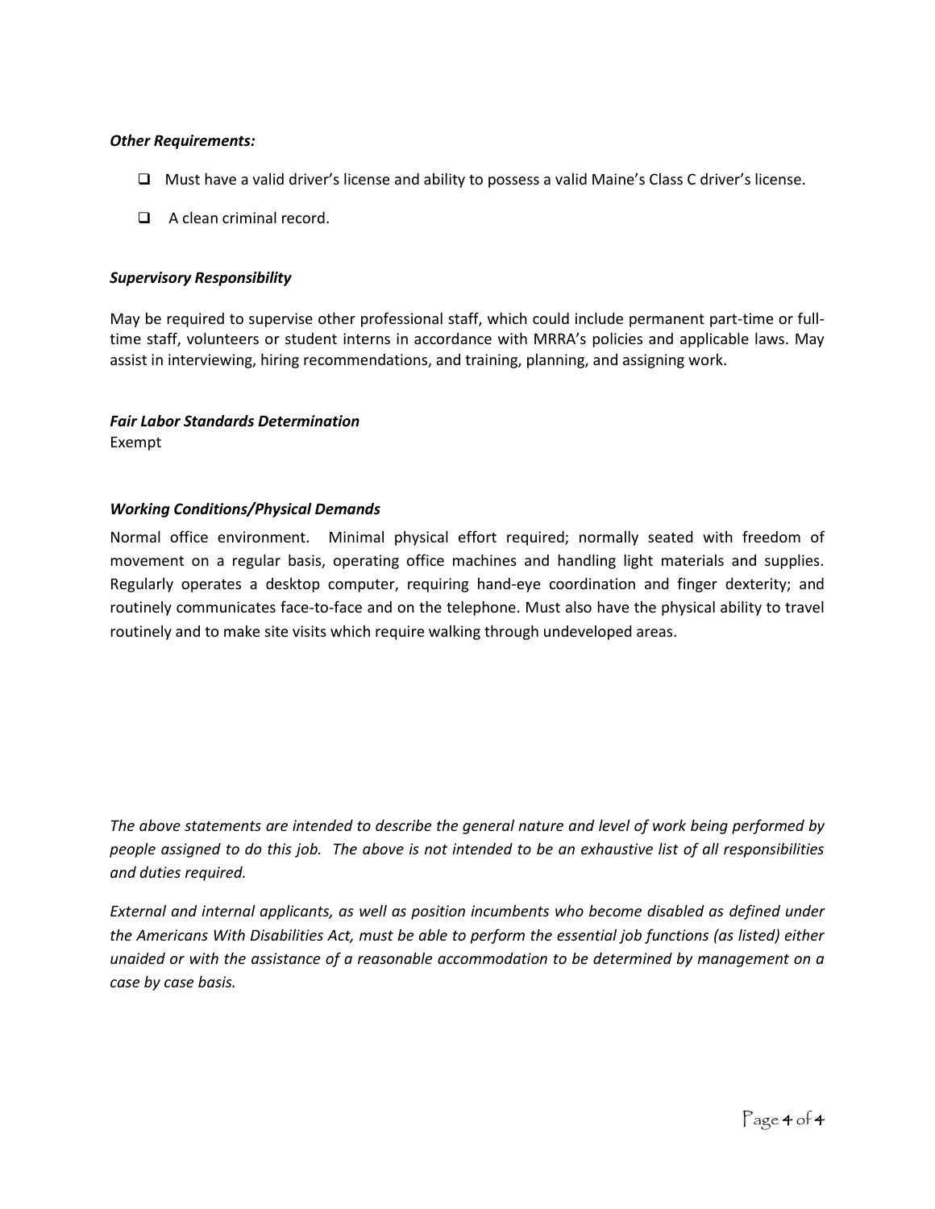***Other Requirements:***

- Must have a valid driver's license and ability to possess a valid Maine's Class C driver's license.
- A clean criminal record.

***Supervisory Responsibility***

May be required to supervise other professional staff, which could include permanent part-time or full-time staff, volunteers or student interns in accordance with MRRA's policies and applicable laws. May assist in interviewing, hiring recommendations, and training, planning, and assigning work.

***Fair Labor Standards Determination***

Exempt

***Working Conditions/Physical Demands***

Normal office environment. Minimal physical effort required; normally seated with freedom of movement on a regular basis, operating office machines and handling light materials and supplies. Regularly operates a desktop computer, requiring hand-eye coordination and finger dexterity; and routinely communicates face-to-face and on the telephone. Must also have the physical ability to travel routinely and to make site visits which require walking through undeveloped areas.

*The above statements are intended to describe the general nature and level of work being performed by people assigned to do this job. The above is not intended to be an exhaustive list of all responsibilities and duties required.*

*External and internal applicants, as well as position incumbents who become disabled as defined under the Americans With Disabilities Act, must be able to perform the essential job functions (as listed) either unaided or with the assistance of a reasonable accommodation to be determined by management on a case by case basis.*